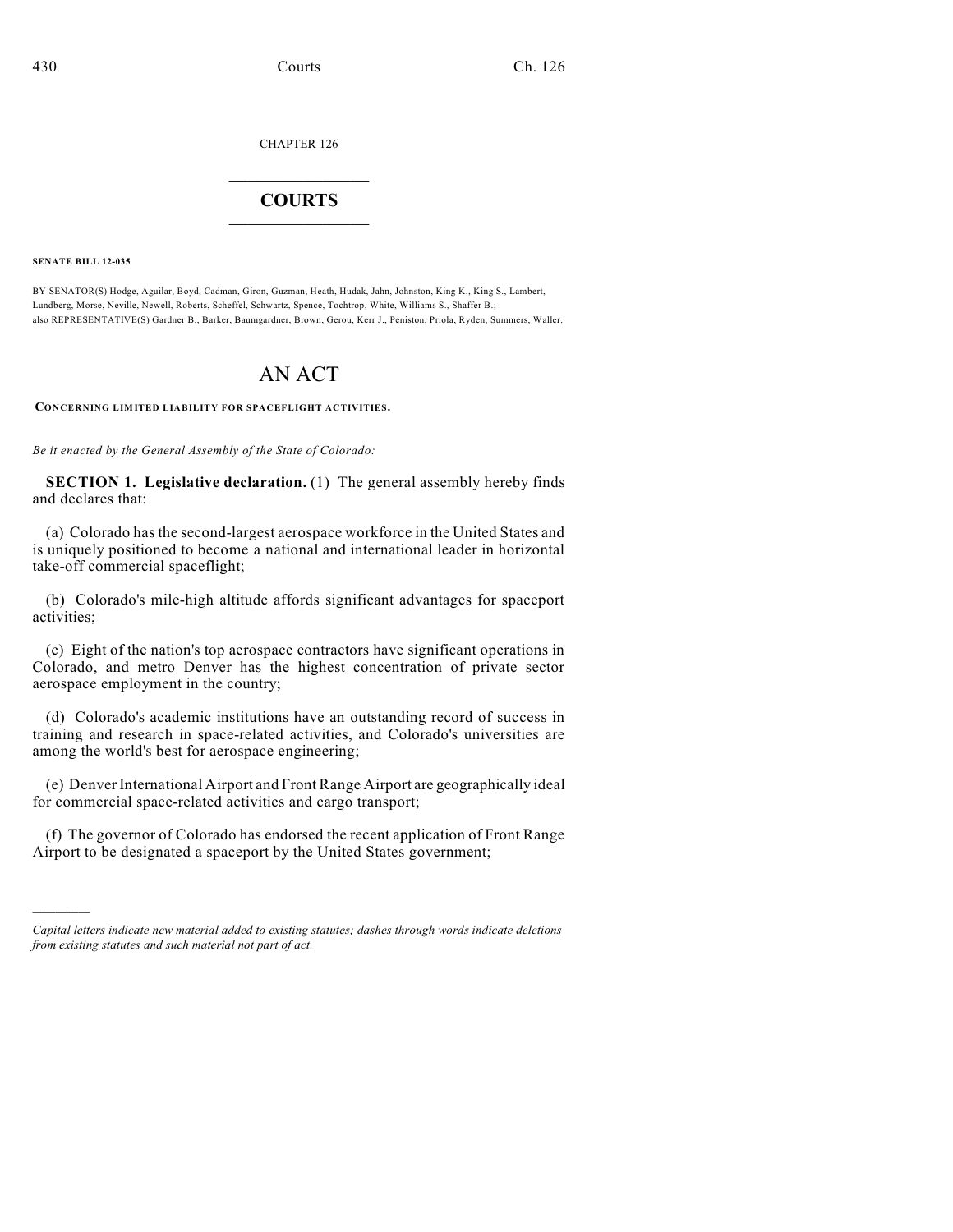CHAPTER 126

# COURTS

**SENATE BILL 12-035**

BY SENATOR(S) Hodge, Aguilar, Boyd, Cadman, Giron, Guzman, Heath, Hudak, Jahn, Johnston, King K., King S., Lambert, Lundberg, Morse, Neville, Newell, Roberts, Scheffel, Schwartz, Spence, Tochtrop, White, Williams S., Shaffer B.;
also REPRESENTATIVE(S) Gardner B., Barker, Baumgardner, Brown, Gerou, Kerr J., Peniston, Priola, Ryden, Summers, Waller.

# AN ACT

**CONCERNING LIMITED LIABILITY FOR SPACEFLIGHT ACTIVITIES.**

*Be it enacted by the General Assembly of the State of Colorado:*

**SECTION 1. Legislative declaration.** (1) The general assembly hereby finds and declares that:

(a) Colorado has the second-largest aerospace workforce in the United States and is uniquely positioned to become a national and international leader in horizontal take-off commercial spaceflight;

(b) Colorado's mile-high altitude affords significant advantages for spaceport activities;

(c) Eight of the nation's top aerospace contractors have significant operations in Colorado, and metro Denver has the highest concentration of private sector aerospace employment in the country;

(d) Colorado's academic institutions have an outstanding record of success in training and research in space-related activities, and Colorado's universities are among the world's best for aerospace engineering;

(e) Denver International Airport and Front Range Airport are geographically ideal for commercial space-related activities and cargo transport;

(f) The governor of Colorado has endorsed the recent application of Front Range Airport to be designated a spaceport by the United States government;

---

*Capital letters indicate new material added to existing statutes; dashes through words indicate deletions from existing statutes and such material not part of act.*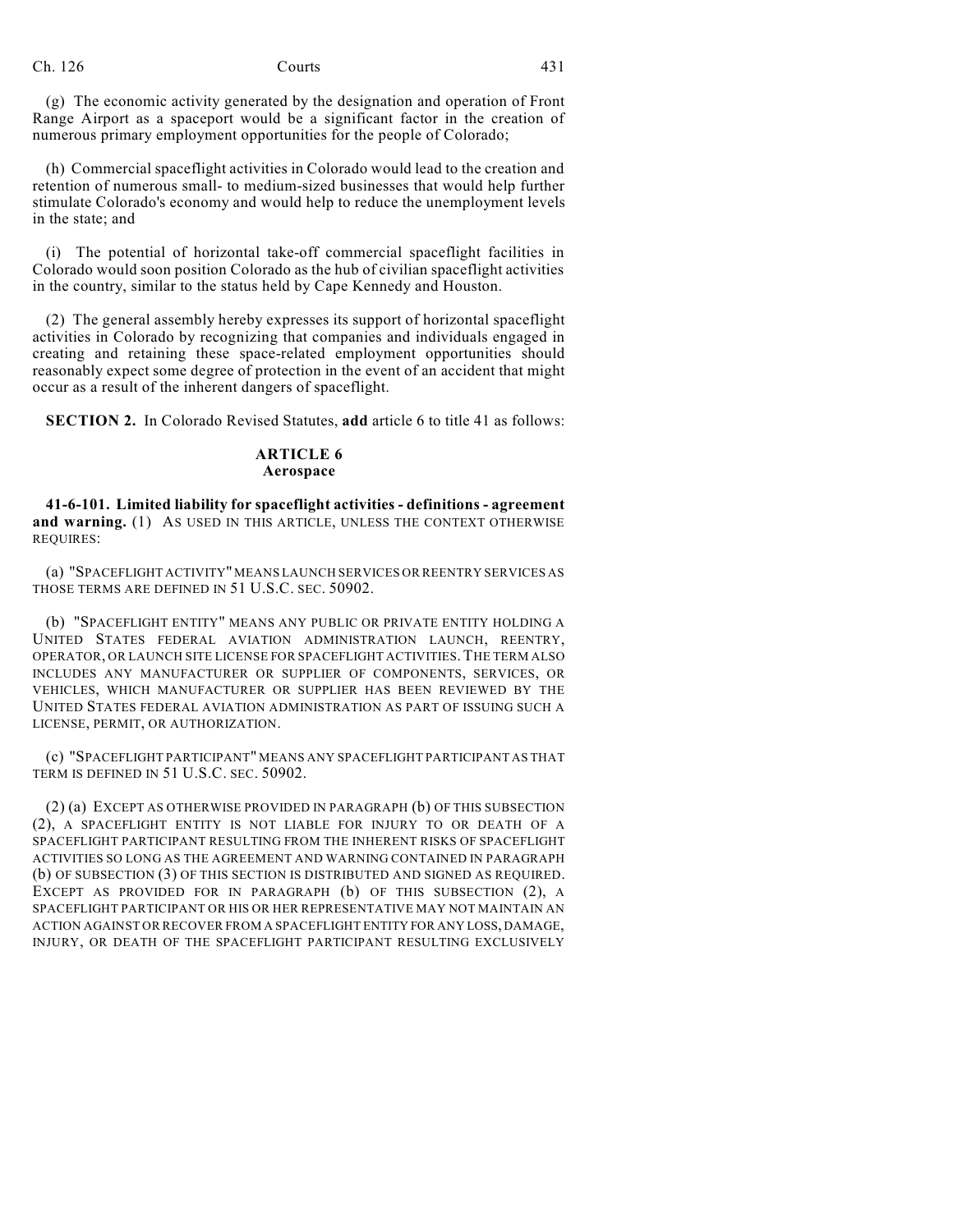(g) The economic activity generated by the designation and operation of Front Range Airport as a spaceport would be a significant factor in the creation of numerous primary employment opportunities for the people of Colorado;

(h) Commercial spaceflight activities in Colorado would lead to the creation and retention of numerous small- to medium-sized businesses that would help further stimulate Colorado's economy and would help to reduce the unemployment levels in the state; and

(i) The potential of horizontal take-off commercial spaceflight facilities in Colorado would soon position Colorado as the hub of civilian spaceflight activities in the country, similar to the status held by Cape Kennedy and Houston.

(2) The general assembly hereby expresses its support of horizontal spaceflight activities in Colorado by recognizing that companies and individuals engaged in creating and retaining these space-related employment opportunities should reasonably expect some degree of protection in the event of an accident that might occur as a result of the inherent dangers of spaceflight.

**SECTION 2.** In Colorado Revised Statutes, **add** article 6 to title 41 as follows:

## ARTICLE 6
### Aerospace

**41-6-101. Limited liability for spaceflight activities - definitions - agreement and warning.** (1) AS USED IN THIS ARTICLE, UNLESS THE CONTEXT OTHERWISE REQUIRES:

(a) "SPACEFLIGHT ACTIVITY" MEANS LAUNCH SERVICES OR REENTRY SERVICES AS THOSE TERMS ARE DEFINED IN 51 U.S.C. SEC. 50902.

(b) "SPACEFLIGHT ENTITY" MEANS ANY PUBLIC OR PRIVATE ENTITY HOLDING A UNITED STATES FEDERAL AVIATION ADMINISTRATION LAUNCH, REENTRY, OPERATOR, OR LAUNCH SITE LICENSE FOR SPACEFLIGHT ACTIVITIES. THE TERM ALSO INCLUDES ANY MANUFACTURER OR SUPPLIER OF COMPONENTS, SERVICES, OR VEHICLES, WHICH MANUFACTURER OR SUPPLIER HAS BEEN REVIEWED BY THE UNITED STATES FEDERAL AVIATION ADMINISTRATION AS PART OF ISSUING SUCH A LICENSE, PERMIT, OR AUTHORIZATION.

(c) "SPACEFLIGHT PARTICIPANT" MEANS ANY SPACEFLIGHT PARTICIPANT AS THAT TERM IS DEFINED IN 51 U.S.C. SEC. 50902.

(2) (a) EXCEPT AS OTHERWISE PROVIDED IN PARAGRAPH (b) OF THIS SUBSECTION (2), A SPACEFLIGHT ENTITY IS NOT LIABLE FOR INJURY TO OR DEATH OF A SPACEFLIGHT PARTICIPANT RESULTING FROM THE INHERENT RISKS OF SPACEFLIGHT ACTIVITIES SO LONG AS THE AGREEMENT AND WARNING CONTAINED IN PARAGRAPH (b) OF SUBSECTION (3) OF THIS SECTION IS DISTRIBUTED AND SIGNED AS REQUIRED. EXCEPT AS PROVIDED FOR IN PARAGRAPH (b) OF THIS SUBSECTION (2), A SPACEFLIGHT PARTICIPANT OR HIS OR HER REPRESENTATIVE MAY NOT MAINTAIN AN ACTION AGAINST OR RECOVER FROM A SPACEFLIGHT ENTITY FOR ANY LOSS, DAMAGE, INJURY, OR DEATH OF THE SPACEFLIGHT PARTICIPANT RESULTING EXCLUSIVELY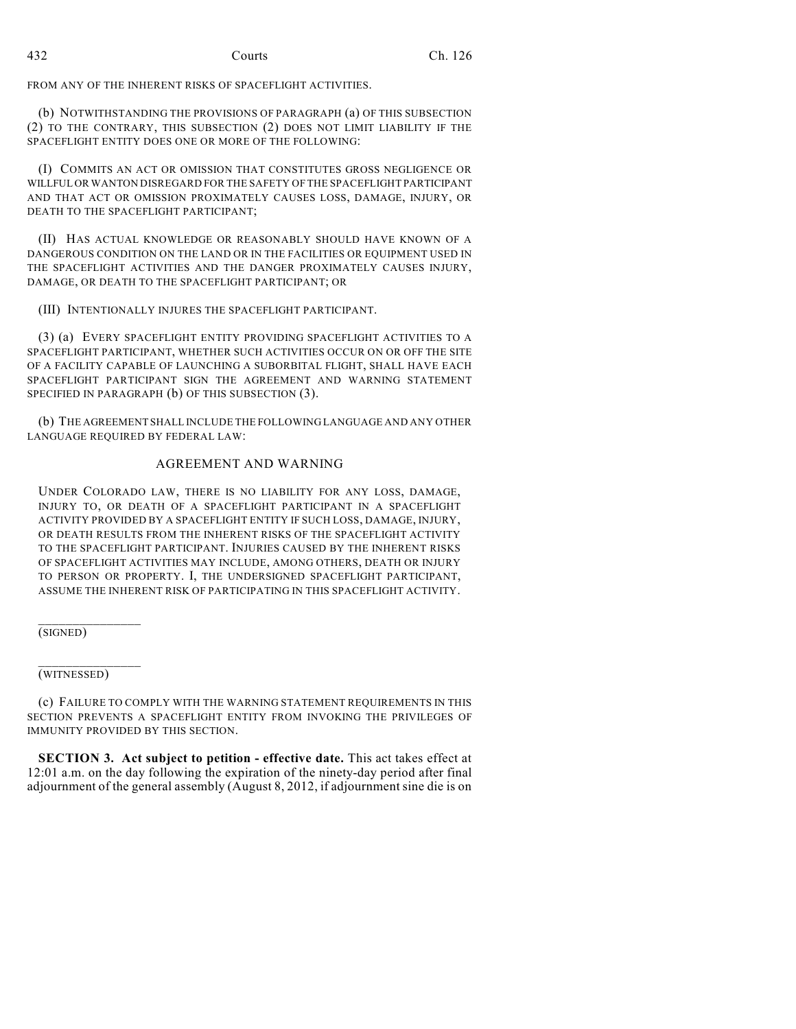FROM ANY OF THE INHERENT RISKS OF SPACEFLIGHT ACTIVITIES.

(b) NOTWITHSTANDING THE PROVISIONS OF PARAGRAPH (a) OF THIS SUBSECTION (2) TO THE CONTRARY, THIS SUBSECTION (2) DOES NOT LIMIT LIABILITY IF THE SPACEFLIGHT ENTITY DOES ONE OR MORE OF THE FOLLOWING:

(I) COMMITS AN ACT OR OMISSION THAT CONSTITUTES GROSS NEGLIGENCE OR WILLFUL OR WANTON DISREGARD FOR THE SAFETY OF THE SPACEFLIGHT PARTICIPANT AND THAT ACT OR OMISSION PROXIMATELY CAUSES LOSS, DAMAGE, INJURY, OR DEATH TO THE SPACEFLIGHT PARTICIPANT;

(II) HAS ACTUAL KNOWLEDGE OR REASONABLY SHOULD HAVE KNOWN OF A DANGEROUS CONDITION ON THE LAND OR IN THE FACILITIES OR EQUIPMENT USED IN THE SPACEFLIGHT ACTIVITIES AND THE DANGER PROXIMATELY CAUSES INJURY, DAMAGE, OR DEATH TO THE SPACEFLIGHT PARTICIPANT; OR

(III) INTENTIONALLY INJURES THE SPACEFLIGHT PARTICIPANT.

(3) (a) EVERY SPACEFLIGHT ENTITY PROVIDING SPACEFLIGHT ACTIVITIES TO A SPACEFLIGHT PARTICIPANT, WHETHER SUCH ACTIVITIES OCCUR ON OR OFF THE SITE OF A FACILITY CAPABLE OF LAUNCHING A SUBORBITAL FLIGHT, SHALL HAVE EACH SPACEFLIGHT PARTICIPANT SIGN THE AGREEMENT AND WARNING STATEMENT SPECIFIED IN PARAGRAPH (b) OF THIS SUBSECTION (3).

(b) THE AGREEMENT SHALL INCLUDE THE FOLLOWING LANGUAGE AND ANY OTHER LANGUAGE REQUIRED BY FEDERAL LAW:

AGREEMENT AND WARNING

UNDER COLORADO LAW, THERE IS NO LIABILITY FOR ANY LOSS, DAMAGE, INJURY TO, OR DEATH OF A SPACEFLIGHT PARTICIPANT IN A SPACEFLIGHT ACTIVITY PROVIDED BY A SPACEFLIGHT ENTITY IF SUCH LOSS, DAMAGE, INJURY, OR DEATH RESULTS FROM THE INHERENT RISKS OF THE SPACEFLIGHT ACTIVITY TO THE SPACEFLIGHT PARTICIPANT. INJURIES CAUSED BY THE INHERENT RISKS OF SPACEFLIGHT ACTIVITIES MAY INCLUDE, AMONG OTHERS, DEATH OR INJURY TO PERSON OR PROPERTY. I, THE UNDERSIGNED SPACEFLIGHT PARTICIPANT, ASSUME THE INHERENT RISK OF PARTICIPATING IN THIS SPACEFLIGHT ACTIVITY.

________________
(SIGNED)

________________
(WITNESSED)

(c) FAILURE TO COMPLY WITH THE WARNING STATEMENT REQUIREMENTS IN THIS SECTION PREVENTS A SPACEFLIGHT ENTITY FROM INVOKING THE PRIVILEGES OF IMMUNITY PROVIDED BY THIS SECTION.

**SECTION 3. Act subject to petition - effective date.** This act takes effect at 12:01 a.m. on the day following the expiration of the ninety-day period after final adjournment of the general assembly (August 8, 2012, if adjournment sine die is on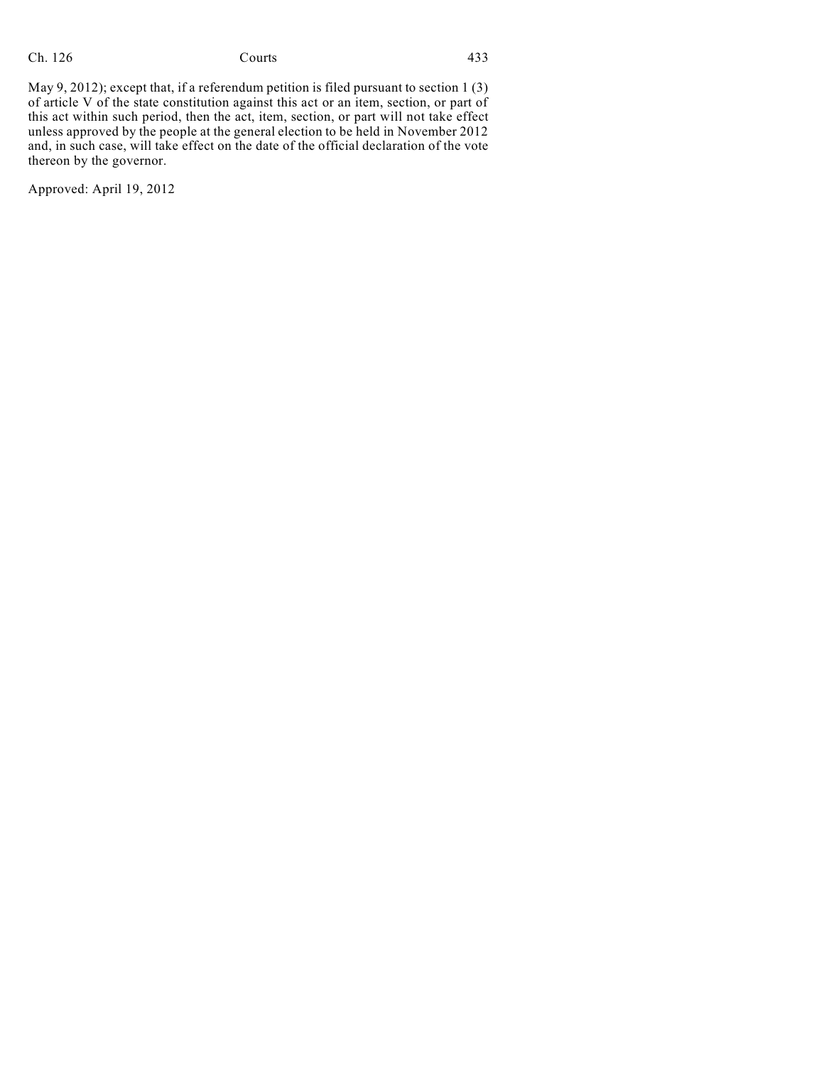May 9, 2012); except that, if a referendum petition is filed pursuant to section 1 (3) of article V of the state constitution against this act or an item, section, or part of this act within such period, then the act, item, section, or part will not take effect unless approved by the people at the general election to be held in November 2012 and, in such case, will take effect on the date of the official declaration of the vote thereon by the governor.

Approved: April 19, 2012